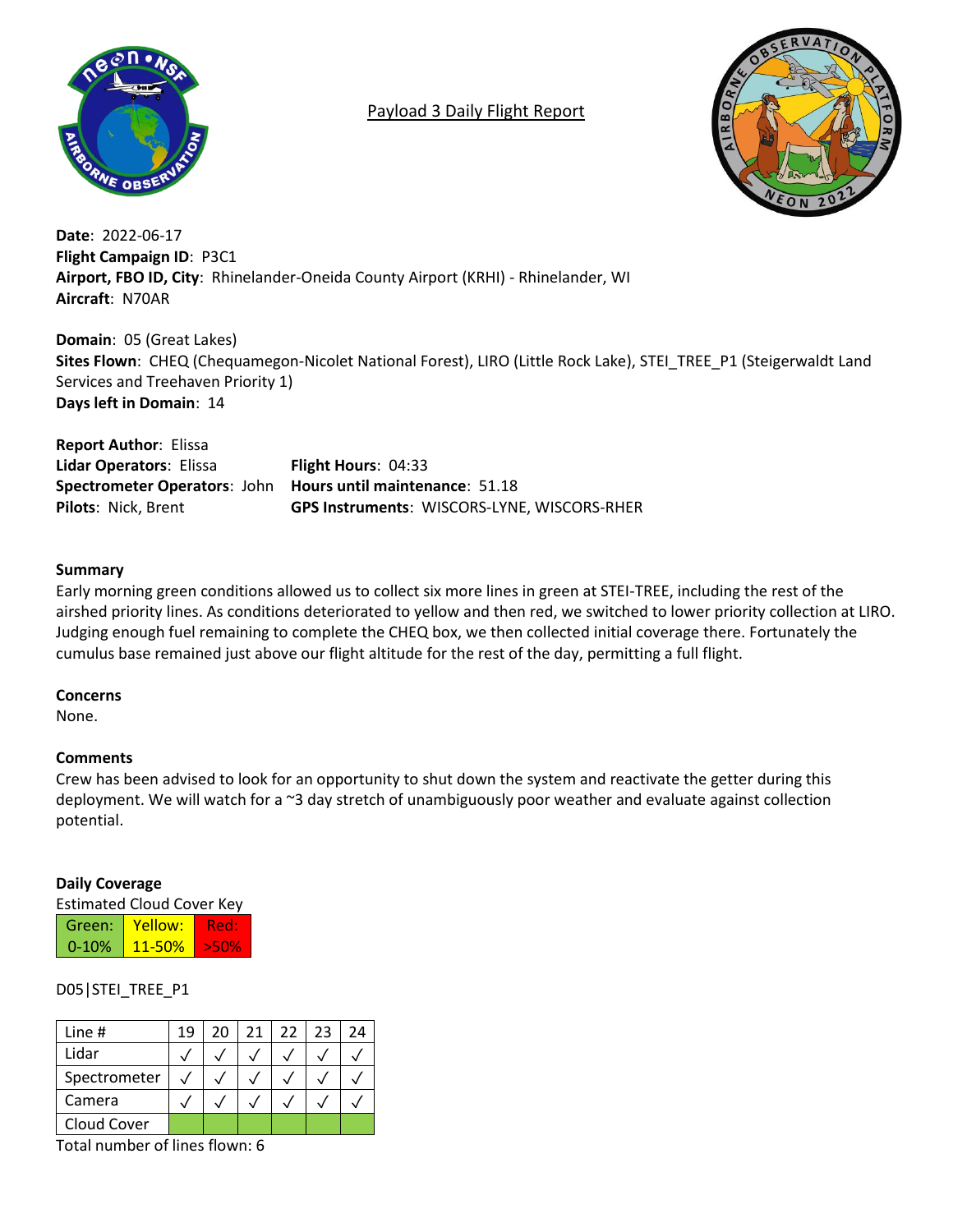# Payload 3 Daily Flight Report

**Date**: 2022-06-17
**Flight Campaign ID**: P3C1
**Airport, FBO ID, City**: Rhinelander-Oneida County Airport (KRHI) - Rhinelander, WI
**Aircraft**: N70AR

**Domain**: 05 (Great Lakes)
**Sites Flown**: CHEQ (Chequamegon-Nicolet National Forest), LIRO (Little Rock Lake), STEI_TREE_P1 (Steigerwaldt Land Services and Treehaven Priority 1)
**Days left in Domain**: 14

**Report Author**: Elissa
**Lidar Operators**: Elissa
**Spectrometer Operators**: John
**Pilots**: Nick, Brent
**Flight Hours**: 04:33
**Hours until maintenance**: 51.18
**GPS Instruments**: WISCORS-LYNE, WISCORS-RHER

### Summary

Early morning green conditions allowed us to collect six more lines in green at STEI-TREE, including the rest of the airshed priority lines. As conditions deteriorated to yellow and then red, we switched to lower priority collection at LIRO. Judging enough fuel remaining to complete the CHEQ box, we then collected initial coverage there. Fortunately the cumulus base remained just above our flight altitude for the rest of the day, permitting a full flight.

### Concerns

None.

### Comments

Crew has been advised to look for an opportunity to shut down the system and reactivate the getter during this deployment. We will watch for a ~3 day stretch of unambiguously poor weather and evaluate against collection potential.

### Daily Coverage

Estimated Cloud Cover Key

| Green: | Yellow: | Red: |
|---|---|---|
| 0-10% | 11-50% | >50% |

D05|STEI_TREE_P1

| Line # | 19 | 20 | 21 | 22 | 23 | 24 |
|---|---|---|---|---|---|---|
| Lidar | ✓ | ✓ | ✓ | ✓ | ✓ | ✓ |
| Spectrometer | ✓ | ✓ | ✓ | ✓ | ✓ | ✓ |
| Camera | ✓ | ✓ | ✓ | ✓ | ✓ | ✓ |
| Cloud Cover | Green | Green | Green | Green | Green | Green |

Total number of lines flown: 6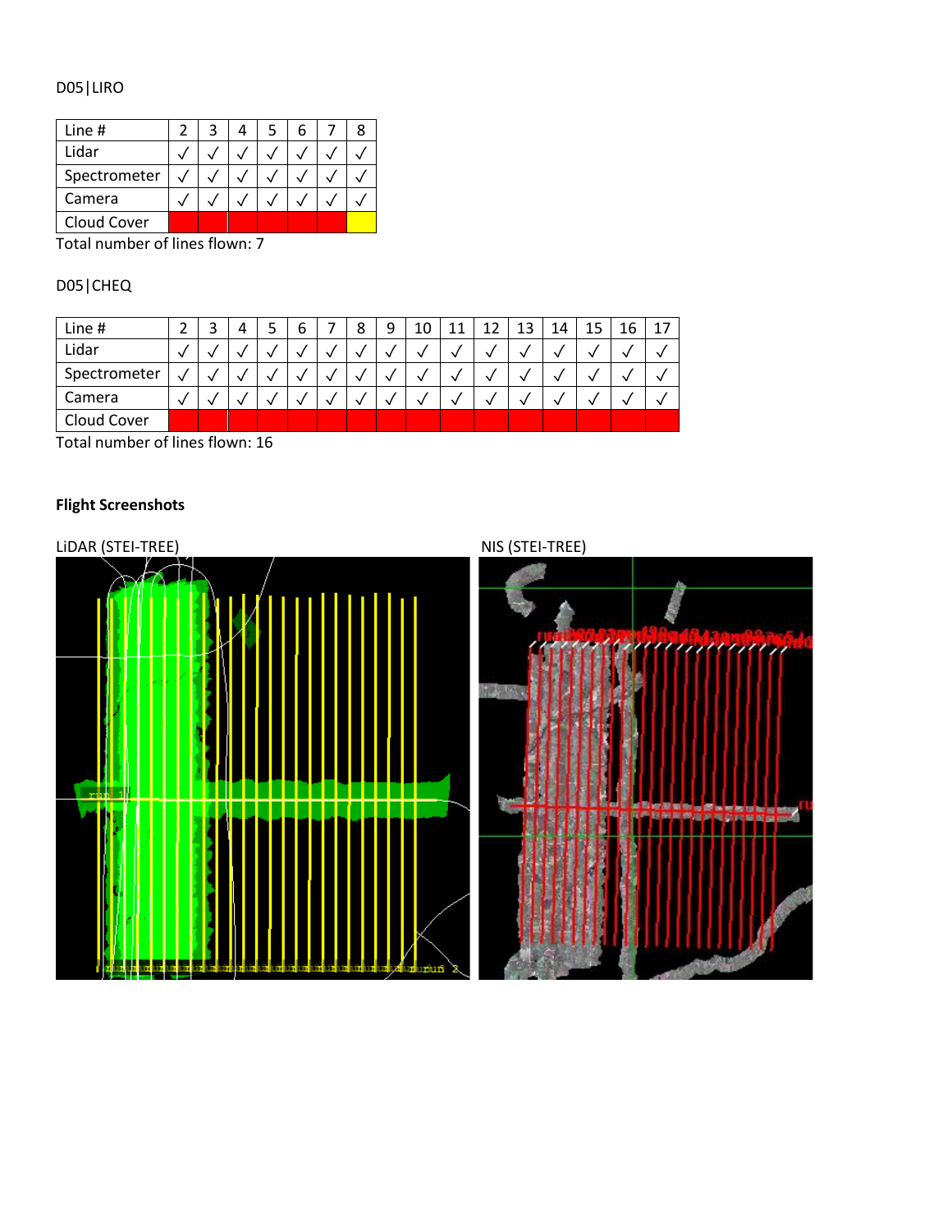D05|LIRO

| Line # | 2 | 3 | 4 | 5 | 6 | 7 | 8 |
|---|---|---|---|---|---|---|---|
| Lidar | √ | √ | √ | √ | √ | √ | √ |
| Spectrometer | √ | √ | √ | √ | √ | √ | √ |
| Camera | √ | √ | √ | √ | √ | √ | √ |
| Cloud Cover | | | | | | | |

Total number of lines flown: 7

D05|CHEQ

| Line # | 2 | 3 | 4 | 5 | 6 | 7 | 8 | 9 | 10 | 11 | 12 | 13 | 14 | 15 | 16 | 17 |
|---|---|---|---|---|---|---|---|---|---|---|---|---|---|---|---|---|
| Lidar | √ | √ | √ | √ | √ | √ | √ | √ | √ | √ | √ | √ | √ | √ | √ | √ |
| Spectrometer | √ | √ | √ | √ | √ | √ | √ | √ | √ | √ | √ | √ | √ | √ | √ | √ |
| Camera | √ | √ | √ | √ | √ | √ | √ | √ | √ | √ | √ | √ | √ | √ | √ | √ |
| Cloud Cover | | | | | | | | | | | | | | | | |

Total number of lines flown: 16

**Flight Screenshots**

LiDAR (STEI-TREE)

NIS (STEI-TREE)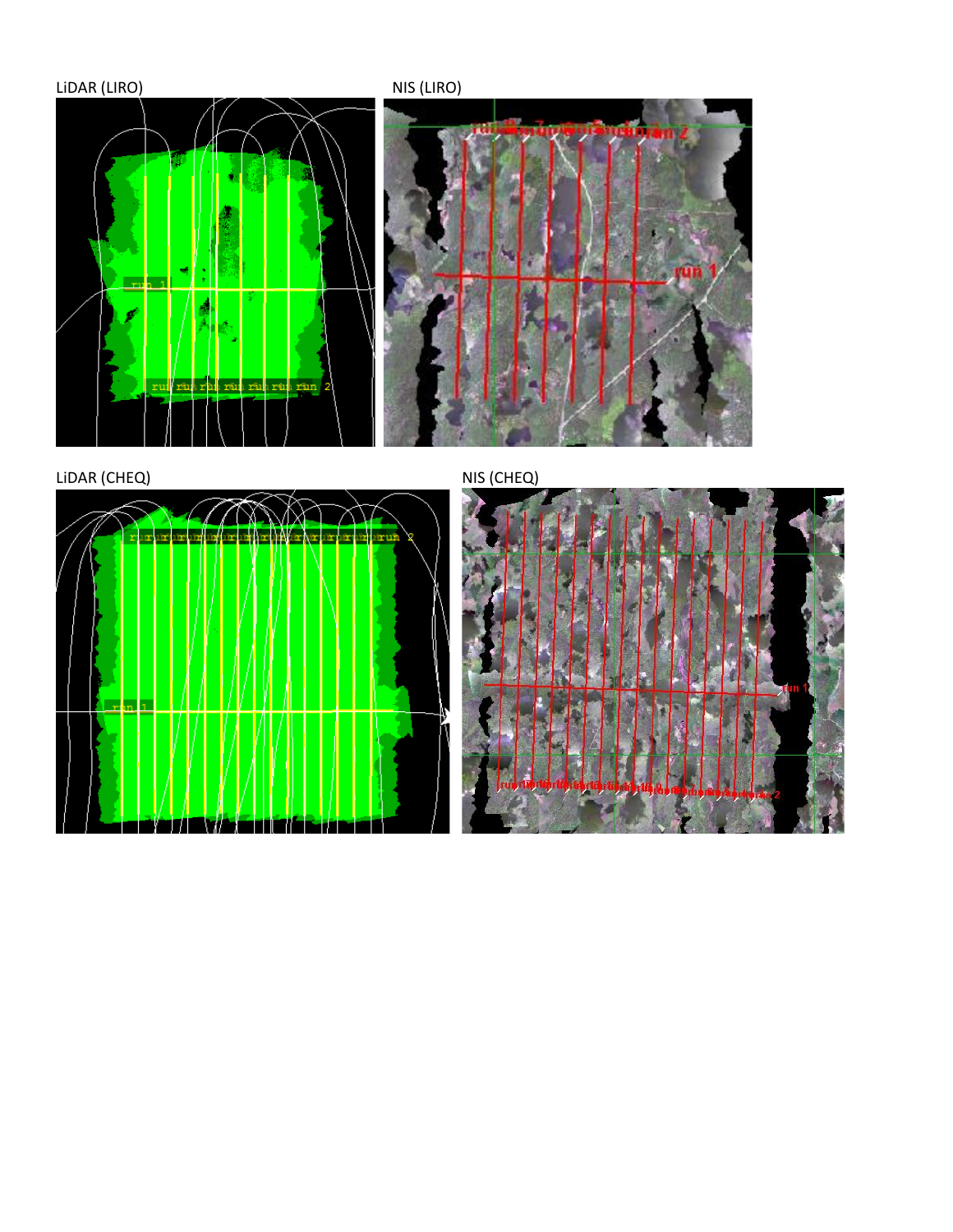LiDAR (LIRO)

NIS (LIRO)

LiDAR (CHEQ)

NIS (CHEQ)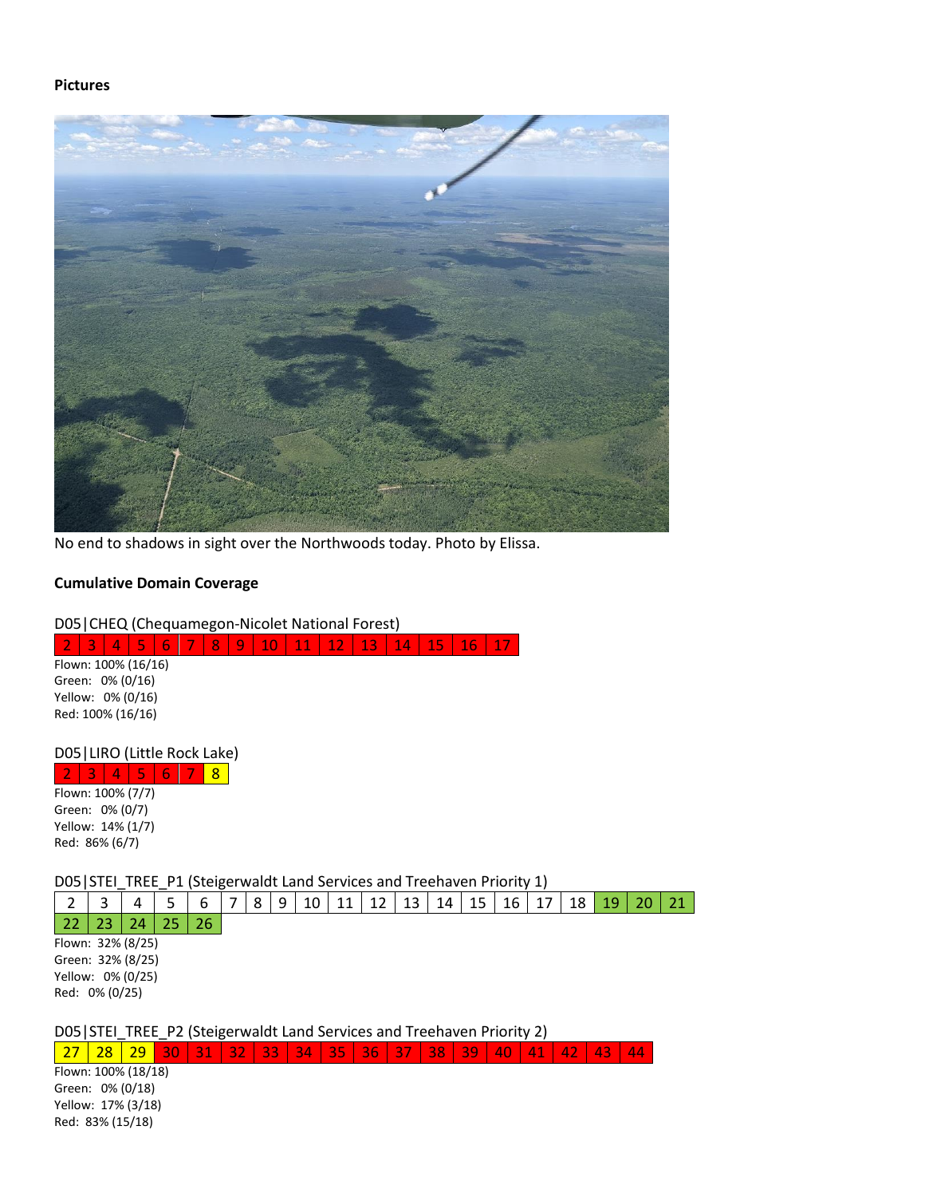**Pictures**

No end to shadows in sight over the Northwoods today. Photo by Elissa.

**Cumulative Domain Coverage**

D05|CHEQ (Chequamegon-Nicolet National Forest)

| 2 | 3 | 4 | 5 | 6 | 7 | 8 | 9 | 10 | 11 | 12 | 13 | 14 | 15 | 16 | 17 |
|---|---|---|---|---|---|---|---|---|---|---|---|---|---|---|---|

Flown: 100% (16/16)
Green: 0% (0/16)
Yellow: 0% (0/16)
Red: 100% (16/16)

D05|LIRO (Little Rock Lake)

| 2 | 3 | 4 | 5 | 6 | 7 | 8 |
|---|---|---|---|---|---|---|

Flown: 100% (7/7)
Green: 0% (0/7)
Yellow: 14% (1/7)
Red: 86% (6/7)

D05|STEI_TREE_P1 (Steigerwaldt Land Services and Treehaven Priority 1)

| 2 | 3 | 4 | 5 | 6 | 7 | 8 | 9 | 10 | 11 | 12 | 13 | 14 | 15 | 16 | 17 | 18 | 19 | 20 | 21 |
|---|---|---|---|---|---|---|---|---|---|---|---|---|---|---|---|---|---|---|---|
| 22 | 23 | 24 | 25 | 26 | | | | | | | | | | | | | | | |

Flown: 32% (8/25)
Green: 32% (8/25)
Yellow: 0% (0/25)
Red: 0% (0/25)

D05|STEI_TREE_P2 (Steigerwaldt Land Services and Treehaven Priority 2)

| 27 | 28 | 29 | 30 | 31 | 32 | 33 | 34 | 35 | 36 | 37 | 38 | 39 | 40 | 41 | 42 | 43 | 44 |
|---|---|---|---|---|---|---|---|---|---|---|---|---|---|---|---|---|---|

Flown: 100% (18/18)
Green: 0% (0/18)
Yellow: 17% (3/18)
Red: 83% (15/18)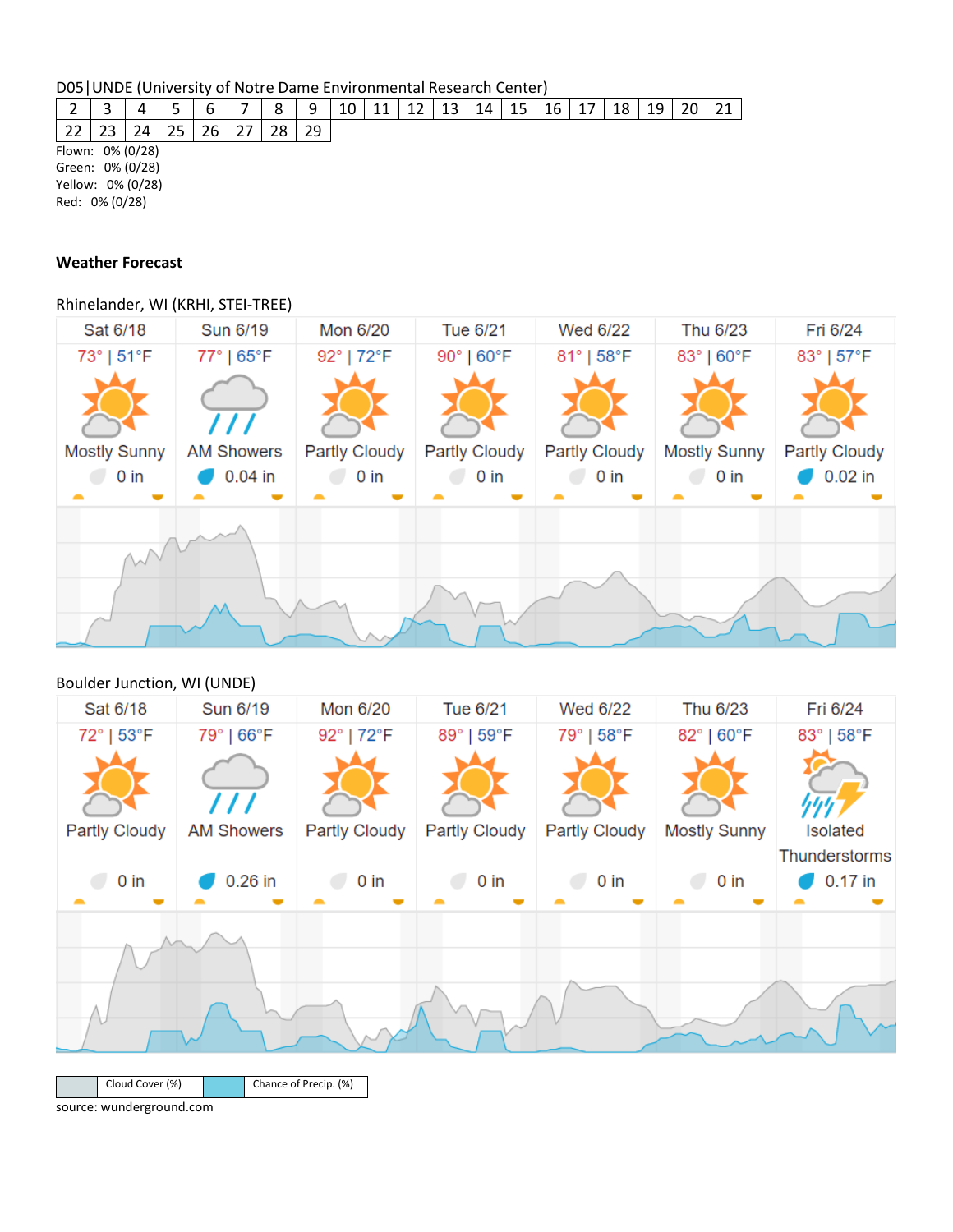D05|UNDE (University of Notre Dame Environmental Research Center)

| 2 | 3 | 4 | 5 | 6 | 7 | 8 | 9 | 10 | 11 | 12 | 13 | 14 | 15 | 16 | 17 | 18 | 19 | 20 | 21 |
|---|---|---|---|---|---|---|---|---|---|---|---|---|---|---|---|---|---|---|---|
| 22 | 23 | 24 | 25 | 26 | 27 | 28 | 29 | | | | | | | | | | | | |

Flown: 0% (0/28)
Green: 0% (0/28)
Yellow: 0% (0/28)
Red: 0% (0/28)

**Weather Forecast**

Rhinelander, WI (KRHI, STEI-TREE)

| Sat 6/18 | Sun 6/19 | Mon 6/20 | Tue 6/21 | Wed 6/22 | Thu 6/23 | Fri 6/24 |
|---|---|---|---|---|---|---|
| 73° \| 51°F | 77° \| 65°F | 92° \| 72°F | 90° \| 60°F | 81° \| 58°F | 83° \| 60°F | 83° \| 57°F |
| Mostly Sunny | AM Showers | Partly Cloudy | Partly Cloudy | Partly Cloudy | Mostly Sunny | Partly Cloudy |
| 0 in | 0.04 in | 0 in | 0 in | 0 in | 0 in | 0.02 in |

Boulder Junction, WI (UNDE)

| Sat 6/18 | Sun 6/19 | Mon 6/20 | Tue 6/21 | Wed 6/22 | Thu 6/23 | Fri 6/24 |
|---|---|---|---|---|---|---|
| 72° \| 53°F | 79° \| 66°F | 92° \| 72°F | 89° \| 59°F | 79° \| 58°F | 82° \| 60°F | 83° \| 58°F |
| Partly Cloudy | AM Showers | Partly Cloudy | Partly Cloudy | Partly Cloudy | Mostly Sunny | Isolated Thunderstorms |
| 0 in | 0.26 in | 0 in | 0 in | 0 in | 0 in | 0.17 in |

Cloud Cover (%) | Chance of Precip. (%)

source: wunderground.com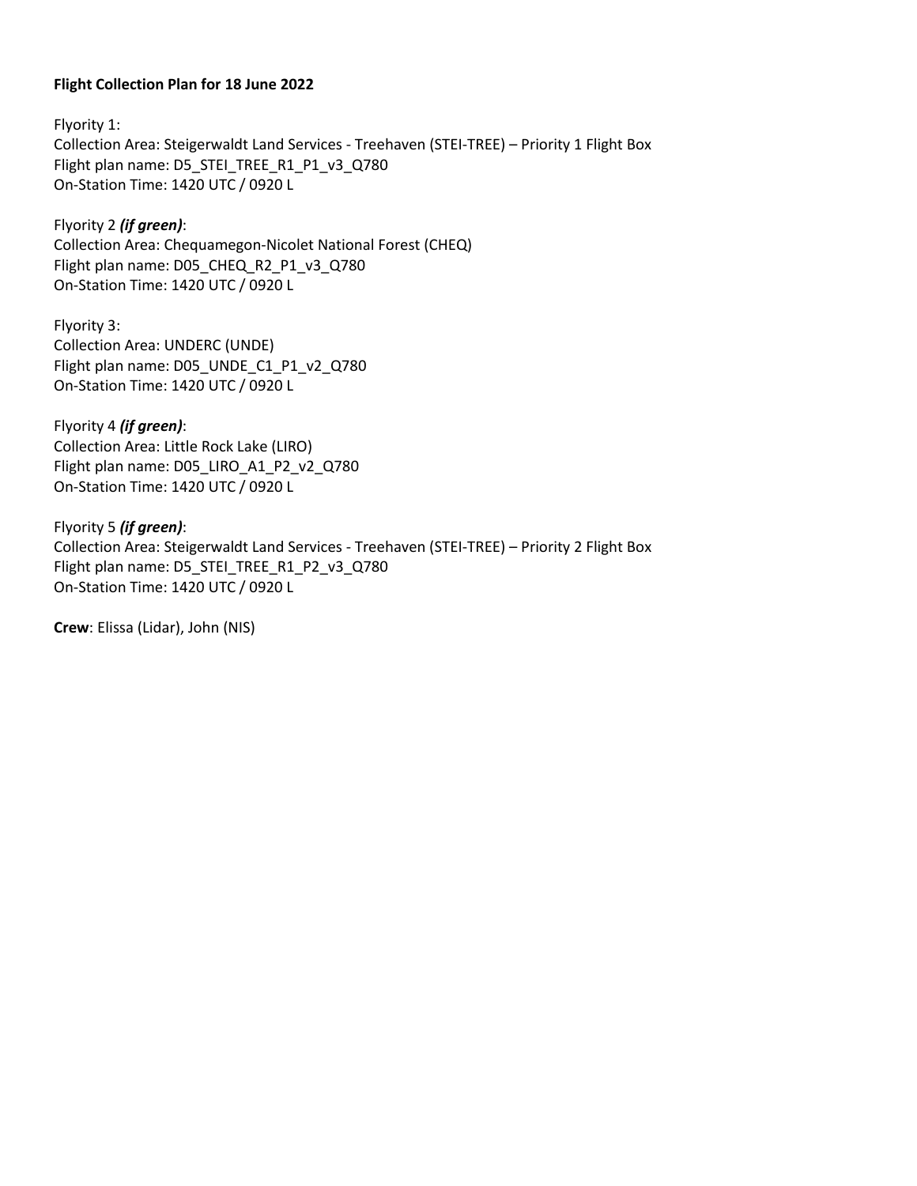**Flight Collection Plan for 18 June 2022**

Flyority 1:
Collection Area: Steigerwaldt Land Services - Treehaven (STEI-TREE) – Priority 1 Flight Box
Flight plan name: D5_STEI_TREE_R1_P1_v3_Q780
On-Station Time: 1420 UTC / 0920 L

Flyority 2 ***(if green)***:
Collection Area: Chequamegon-Nicolet National Forest (CHEQ)
Flight plan name: D05_CHEQ_R2_P1_v3_Q780
On-Station Time: 1420 UTC / 0920 L

Flyority 3:
Collection Area: UNDERC (UNDE)
Flight plan name: D05_UNDE_C1_P1_v2_Q780
On-Station Time: 1420 UTC / 0920 L

Flyority 4 ***(if green)***:
Collection Area: Little Rock Lake (LIRO)
Flight plan name: D05_LIRO_A1_P2_v2_Q780
On-Station Time: 1420 UTC / 0920 L

Flyority 5 ***(if green)***:
Collection Area: Steigerwaldt Land Services - Treehaven (STEI-TREE) – Priority 2 Flight Box
Flight plan name: D5_STEI_TREE_R1_P2_v3_Q780
On-Station Time: 1420 UTC / 0920 L

**Crew**: Elissa (Lidar), John (NIS)